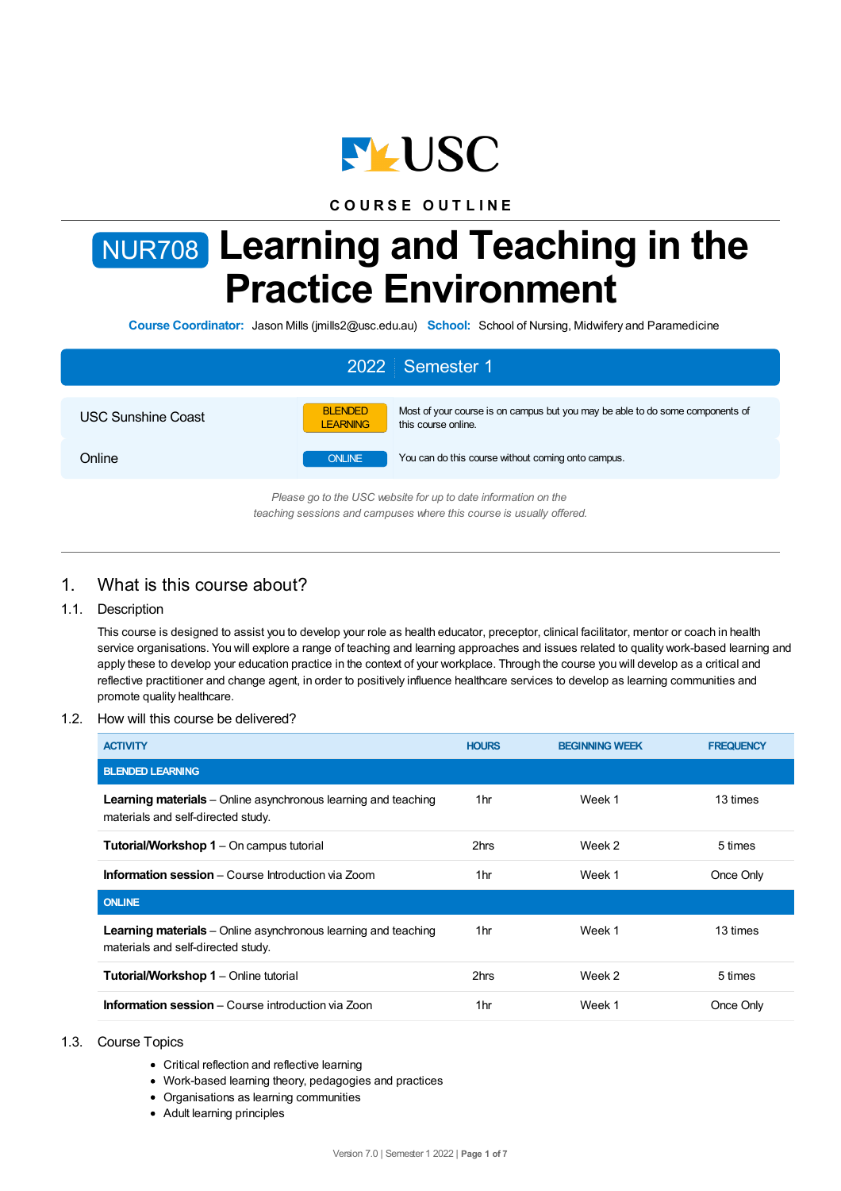USC

**COURSE OUTLINE**

# NUR708 Learning and Teaching in the Practice Environment

**Course Coordinator:** Jason Mills (jmills2@usc.edu.au) **School:** School of Nursing, Midwifery and Paramedicine

## 2022 | Semester 1

| | | |
|---|---|---|
| USC Sunshine Coast | BLENDED LEARNING | Most of your course is on campus but you may be able to do some components of this course online. |
| Online | ONLINE | You can do this course without coming onto campus. |

*Please go to the USC website for up to date information on the teaching sessions and campuses where this course is usually offered.*

## 1. What is this course about?

### 1.1. Description

This course is designed to assist you to develop your role as health educator, preceptor, clinical facilitator, mentor or coach in health service organisations. You will explore a range of teaching and learning approaches and issues related to quality work-based learning and apply these to develop your education practice in the context of your workplace. Through the course you will develop as a critical and reflective practitioner and change agent, in order to positively influence healthcare services to develop as learning communities and promote quality healthcare.

### 1.2. How will this course be delivered?

| ACTIVITY | HOURS | BEGINNING WEEK | FREQUENCY |
|---|---|---|---|
| **BLENDED LEARNING** | | | |
| **Learning materials** – Online asynchronous learning and teaching materials and self-directed study. | 1hr | Week 1 | 13 times |
| **Tutorial/Workshop 1** – On campus tutorial | 2hrs | Week 2 | 5 times |
| **Information session** – Course Introduction via Zoom | 1hr | Week 1 | Once Only |
| **ONLINE** | | | |
| **Learning materials** – Online asynchronous learning and teaching materials and self-directed study. | 1hr | Week 1 | 13 times |
| **Tutorial/Workshop 1** – Online tutorial | 2hrs | Week 2 | 5 times |
| **Information session** – Course introduction via Zoon | 1hr | Week 1 | Once Only |

### 1.3. Course Topics

- Critical reflection and reflective learning
- Work-based learning theory, pedagogies and practices
- Organisations as learning communities
- Adult learning principles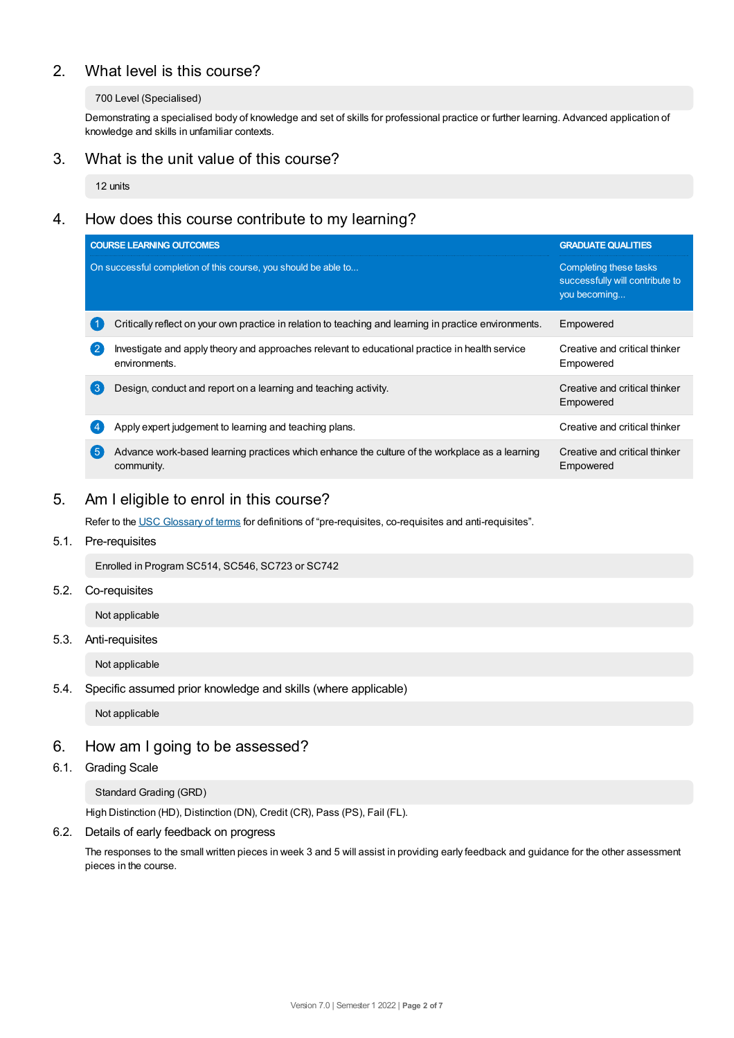## 2. What level is this course?

700 Level (Specialised)

Demonstrating a specialised body of knowledge and set of skills for professional practice or further learning. Advanced application of knowledge and skills in unfamiliar contexts.

## 3. What is the unit value of this course?

12 units

## 4. How does this course contribute to my learning?

| COURSE LEARNING OUTCOMES<br>On successful completion of this course, you should be able to... | GRADUATE QUALITIES<br>Completing these tasks successfully will contribute to you becoming... |
|---|---|
| 1 Critically reflect on your own practice in relation to teaching and learning in practice environments. | Empowered |
| 2 Investigate and apply theory and approaches relevant to educational practice in health service environments. | Creative and critical thinker<br>Empowered |
| 3 Design, conduct and report on a learning and teaching activity. | Creative and critical thinker<br>Empowered |
| 4 Apply expert judgement to learning and teaching plans. | Creative and critical thinker |
| 5 Advance work-based learning practices which enhance the culture of the workplace as a learning community. | Creative and critical thinker<br>Empowered |

## 5. Am I eligible to enrol in this course?

Refer to the USC Glossary of terms for definitions of "pre-requisites, co-requisites and anti-requisites".

### 5.1. Pre-requisites

Enrolled in Program SC514, SC546, SC723 or SC742

### 5.2. Co-requisites

Not applicable

### 5.3. Anti-requisites

Not applicable

### 5.4. Specific assumed prior knowledge and skills (where applicable)

Not applicable

## 6. How am I going to be assessed?

### 6.1. Grading Scale

Standard Grading (GRD)

High Distinction (HD), Distinction (DN), Credit (CR), Pass (PS), Fail (FL).

### 6.2. Details of early feedback on progress

The responses to the small written pieces in week 3 and 5 will assist in providing early feedback and guidance for the other assessment pieces in the course.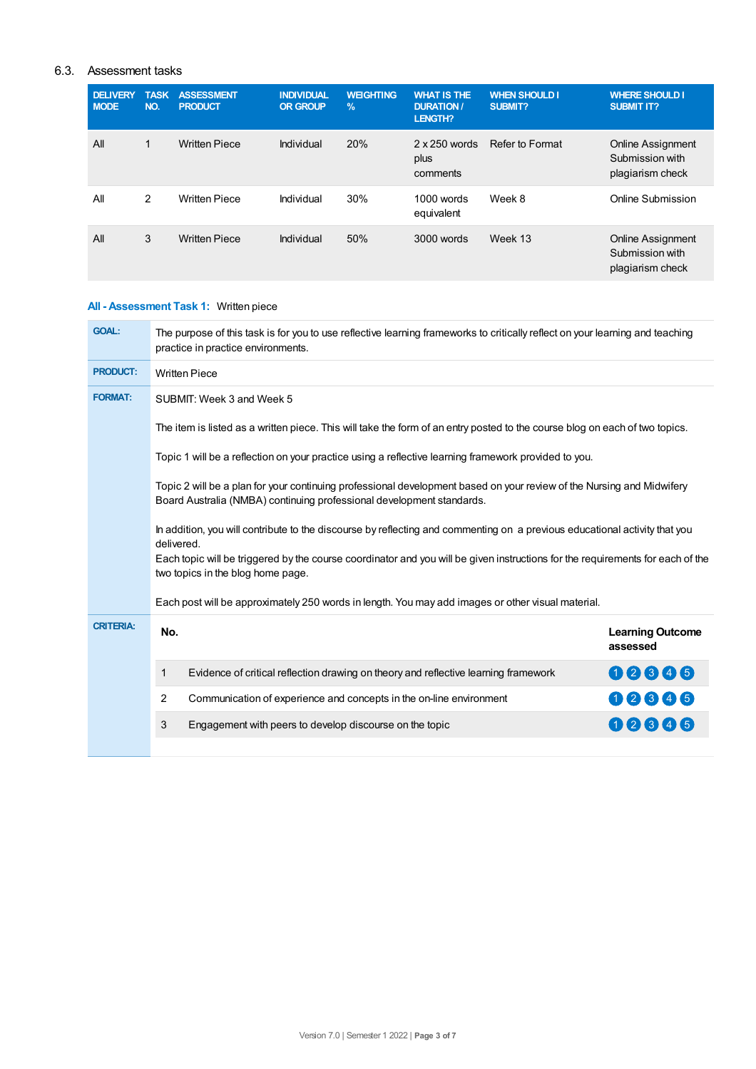## 6.3. Assessment tasks

| DELIVERY MODE | TASK NO. | ASSESSMENT PRODUCT | INDIVIDUAL OR GROUP | WEIGHTING % | WHAT IS THE DURATION / LENGTH? | WHEN SHOULD I SUBMIT? | WHERE SHOULD I SUBMIT IT? |
|---|---|---|---|---|---|---|---|
| All | 1 | Written Piece | Individual | 20% | 2 x 250 words plus comments | Refer to Format | Online Assignment Submission with plagiarism check |
| All | 2 | Written Piece | Individual | 30% | 1000 words equivalent | Week 8 | Online Submission |
| All | 3 | Written Piece | Individual | 50% | 3000 words | Week 13 | Online Assignment Submission with plagiarism check |

### All - Assessment Task 1: Written piece

**GOAL:** The purpose of this task is for you to use reflective learning frameworks to critically reflect on your learning and teaching practice in practice environments.

**PRODUCT:** Written Piece

**FORMAT:** SUBMIT: Week 3 and Week 5

The item is listed as a written piece. This will take the form of an entry posted to the course blog on each of two topics.

Topic 1 will be a reflection on your practice using a reflective learning framework provided to you.

Topic 2 will be a plan for your continuing professional development based on your review of the Nursing and Midwifery Board Australia (NMBA) continuing professional development standards.

In addition, you will contribute to the discourse by reflecting and commenting on a previous educational activity that you delivered.
Each topic will be triggered by the course coordinator and you will be given instructions for the requirements for each of the two topics in the blog home page.

Each post will be approximately 250 words in length. You may add images or other visual material.

**CRITERIA:**

| No. | | Learning Outcome assessed |
|---|---|---|
| 1 | Evidence of critical reflection drawing on theory and reflective learning framework | 1 2 3 4 5 |
| 2 | Communication of experience and concepts in the on-line environment | 1 2 3 4 5 |
| 3 | Engagement with peers to develop discourse on the topic | 1 2 3 4 5 |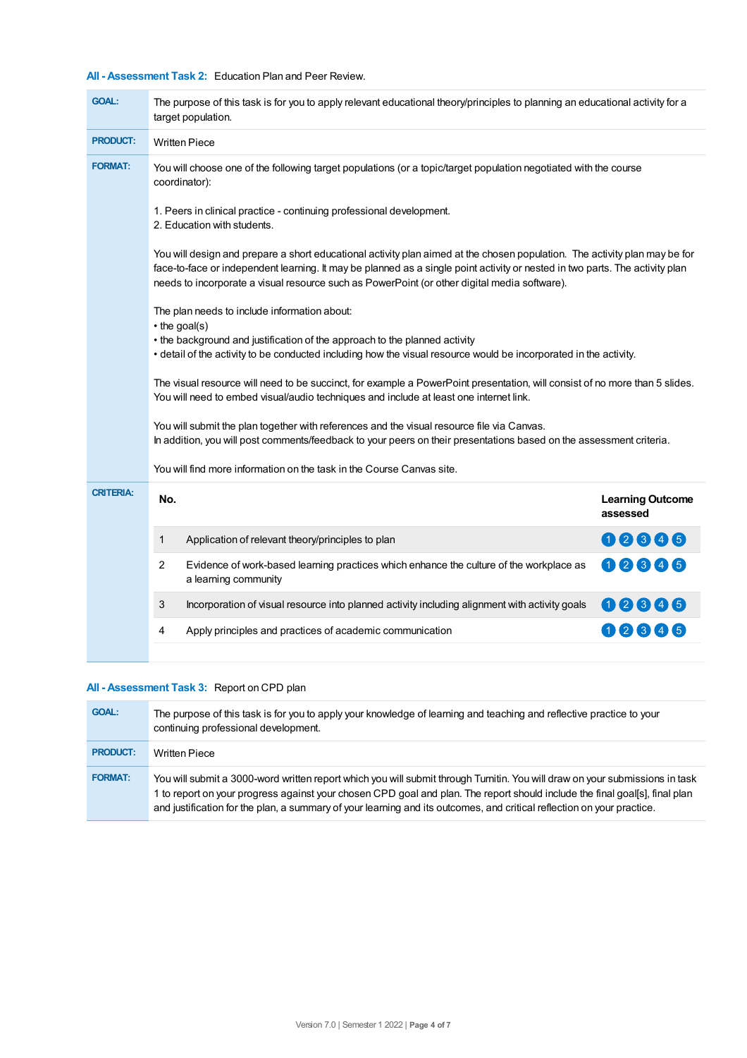### All - Assessment Task 2: Education Plan and Peer Review.

**GOAL:** The purpose of this task is for you to apply relevant educational theory/principles to planning an educational activity for a target population.

**PRODUCT:** Written Piece

**FORMAT:** You will choose one of the following target populations (or a topic/target population negotiated with the course coordinator):

1. Peers in clinical practice - continuing professional development.
2. Education with students.

You will design and prepare a short educational activity plan aimed at the chosen population. The activity plan may be for face-to-face or independent learning. It may be planned as a single point activity or nested in two parts. The activity plan needs to incorporate a visual resource such as PowerPoint (or other digital media software).

The plan needs to include information about:

- the goal(s)
- the background and justification of the approach to the planned activity
- detail of the activity to be conducted including how the visual resource would be incorporated in the activity.

The visual resource will need to be succinct, for example a PowerPoint presentation, will consist of no more than 5 slides. You will need to embed visual/audio techniques and include at least one internet link.

You will submit the plan together with references and the visual resource file via Canvas.
In addition, you will post comments/feedback to your peers on their presentations based on the assessment criteria.

You will find more information on the task in the Course Canvas site.

**CRITERIA:**

| No. | | Learning Outcome assessed |
|---|---|---|
| 1 | Application of relevant theory/principles to plan | 1 2 3 4 5 |
| 2 | Evidence of work-based learning practices which enhance the culture of the workplace as a learning community | 1 2 3 4 5 |
| 3 | Incorporation of visual resource into planned activity including alignment with activity goals | 1 2 3 4 5 |
| 4 | Apply principles and practices of academic communication | 1 2 3 4 5 |

### All - Assessment Task 3: Report on CPD plan

**GOAL:** The purpose of this task is for you to apply your knowledge of learning and teaching and reflective practice to your continuing professional development.

**PRODUCT:** Written Piece

**FORMAT:** You will submit a 3000-word written report which you will submit through Turnitin. You will draw on your submissions in task 1 to report on your progress against your chosen CPD goal and plan. The report should include the final goal[s], final plan and justification for the plan, a summary of your learning and its outcomes, and critical reflection on your practice.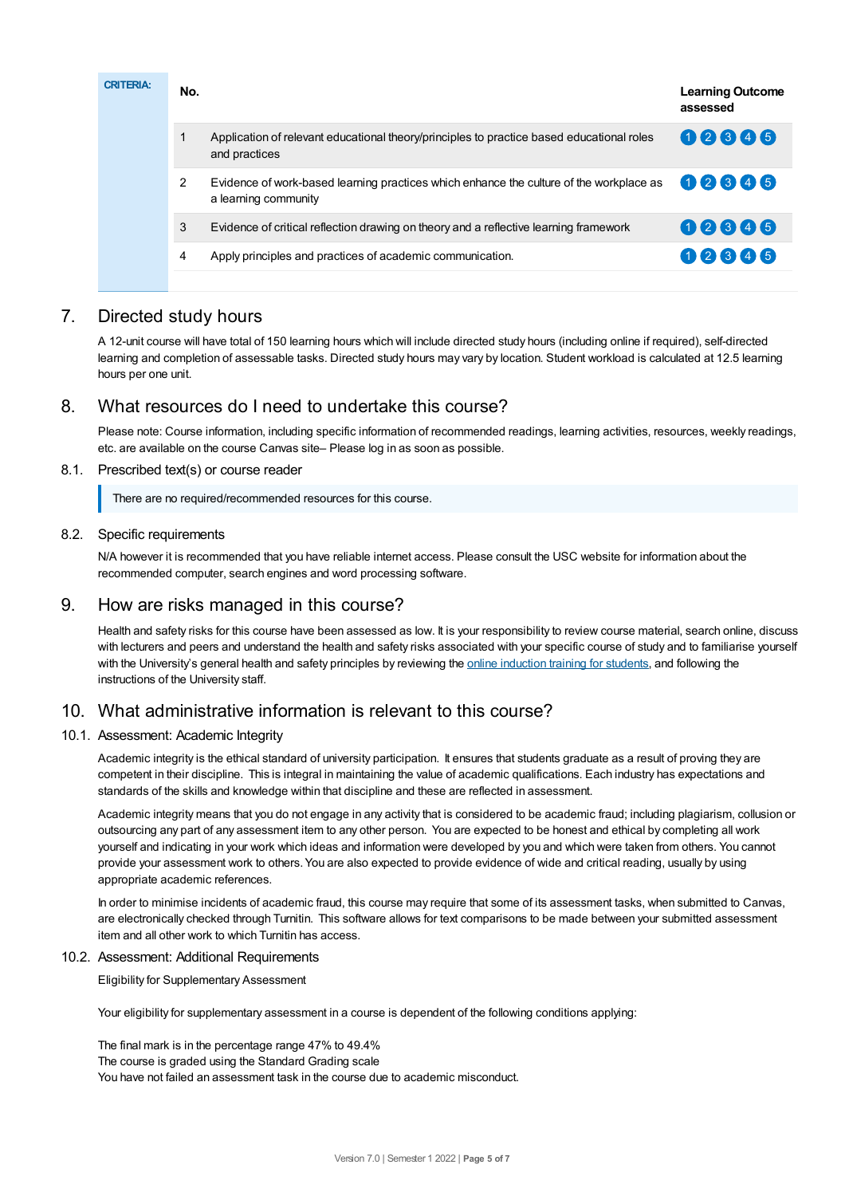| CRITERIA: | No. | | Learning Outcome assessed |
|---|---|---|---|
| | 1 | Application of relevant educational theory/principles to practice based educational roles and practices | 1 2 3 4 5 |
| | 2 | Evidence of work-based learning practices which enhance the culture of the workplace as a learning community | 1 2 3 4 5 |
| | 3 | Evidence of critical reflection drawing on theory and a reflective learning framework | 1 2 3 4 5 |
| | 4 | Apply principles and practices of academic communication. | 1 2 3 4 5 |

## 7. Directed study hours

A 12-unit course will have total of 150 learning hours which will include directed study hours (including online if required), self-directed learning and completion of assessable tasks. Directed study hours may vary by location. Student workload is calculated at 12.5 learning hours per one unit.

## 8. What resources do I need to undertake this course?

Please note: Course information, including specific information of recommended readings, learning activities, resources, weekly readings, etc. are available on the course Canvas site– Please log in as soon as possible.

### 8.1. Prescribed text(s) or course reader

There are no required/recommended resources for this course.

### 8.2. Specific requirements

N/A however it is recommended that you have reliable internet access. Please consult the USC website for information about the recommended computer, search engines and word processing software.

## 9. How are risks managed in this course?

Health and safety risks for this course have been assessed as low. It is your responsibility to review course material, search online, discuss with lecturers and peers and understand the health and safety risks associated with your specific course of study and to familiarise yourself with the University's general health and safety principles by reviewing the online induction training for students, and following the instructions of the University staff.

## 10. What administrative information is relevant to this course?

### 10.1. Assessment: Academic Integrity

Academic integrity is the ethical standard of university participation. It ensures that students graduate as a result of proving they are competent in their discipline. This is integral in maintaining the value of academic qualifications. Each industry has expectations and standards of the skills and knowledge within that discipline and these are reflected in assessment.

Academic integrity means that you do not engage in any activity that is considered to be academic fraud; including plagiarism, collusion or outsourcing any part of any assessment item to any other person. You are expected to be honest and ethical by completing all work yourself and indicating in your work which ideas and information were developed by you and which were taken from others. You cannot provide your assessment work to others. You are also expected to provide evidence of wide and critical reading, usually by using appropriate academic references.

In order to minimise incidents of academic fraud, this course may require that some of its assessment tasks, when submitted to Canvas, are electronically checked through Turnitin. This software allows for text comparisons to be made between your submitted assessment item and all other work to which Turnitin has access.

### 10.2. Assessment: Additional Requirements

Eligibility for Supplementary Assessment

Your eligibility for supplementary assessment in a course is dependent of the following conditions applying:

The final mark is in the percentage range 47% to 49.4%
The course is graded using the Standard Grading scale
You have not failed an assessment task in the course due to academic misconduct.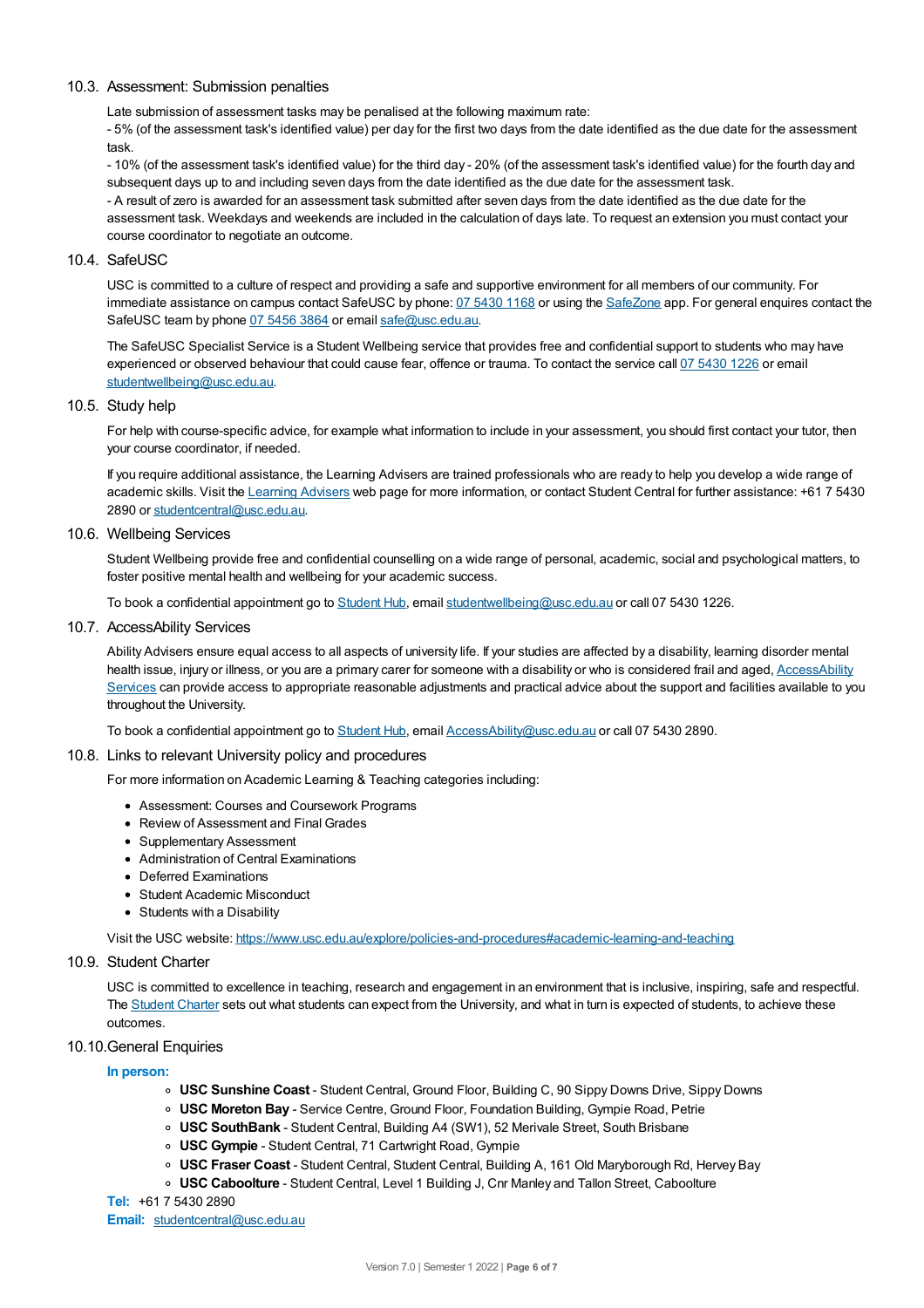### 10.3. Assessment: Submission penalties

Late submission of assessment tasks may be penalised at the following maximum rate:

- 5% (of the assessment task's identified value) per day for the first two days from the date identified as the due date for the assessment task.

- 10% (of the assessment task's identified value) for the third day - 20% (of the assessment task's identified value) for the fourth day and subsequent days up to and including seven days from the date identified as the due date for the assessment task.

- A result of zero is awarded for an assessment task submitted after seven days from the date identified as the due date for the assessment task. Weekdays and weekends are included in the calculation of days late. To request an extension you must contact your course coordinator to negotiate an outcome.

### 10.4. SafeUSC

USC is committed to a culture of respect and providing a safe and supportive environment for all members of our community. For immediate assistance on campus contact SafeUSC by phone: 07 5430 1168 or using the SafeZone app. For general enquires contact the SafeUSC team by phone 07 5456 3864 or email safe@usc.edu.au.

The SafeUSC Specialist Service is a Student Wellbeing service that provides free and confidential support to students who may have experienced or observed behaviour that could cause fear, offence or trauma. To contact the service call 07 5430 1226 or email studentwellbeing@usc.edu.au.

### 10.5. Study help

For help with course-specific advice, for example what information to include in your assessment, you should first contact your tutor, then your course coordinator, if needed.

If you require additional assistance, the Learning Advisers are trained professionals who are ready to help you develop a wide range of academic skills. Visit the Learning Advisers web page for more information, or contact Student Central for further assistance: +61 7 5430 2890 or studentcentral@usc.edu.au.

### 10.6. Wellbeing Services

Student Wellbeing provide free and confidential counselling on a wide range of personal, academic, social and psychological matters, to foster positive mental health and wellbeing for your academic success.

To book a confidential appointment go to Student Hub, email studentwellbeing@usc.edu.au or call 07 5430 1226.

### 10.7. AccessAbility Services

Ability Advisers ensure equal access to all aspects of university life. If your studies are affected by a disability, learning disorder mental health issue, injury or illness, or you are a primary carer for someone with a disability or who is considered frail and aged, AccessAbility Services can provide access to appropriate reasonable adjustments and practical advice about the support and facilities available to you throughout the University.

To book a confidential appointment go to Student Hub, email AccessAbility@usc.edu.au or call 07 5430 2890.

### 10.8. Links to relevant University policy and procedures

For more information on Academic Learning & Teaching categories including:

- Assessment: Courses and Coursework Programs
- Review of Assessment and Final Grades
- Supplementary Assessment
- Administration of Central Examinations
- Deferred Examinations
- Student Academic Misconduct
- Students with a Disability

Visit the USC website: https://www.usc.edu.au/explore/policies-and-procedures#academic-learning-and-teaching

### 10.9. Student Charter

USC is committed to excellence in teaching, research and engagement in an environment that is inclusive, inspiring, safe and respectful. The Student Charter sets out what students can expect from the University, and what in turn is expected of students, to achieve these outcomes.

### 10.10. General Enquiries

**In person:**

- **USC Sunshine Coast** - Student Central, Ground Floor, Building C, 90 Sippy Downs Drive, Sippy Downs
- **USC Moreton Bay** - Service Centre, Ground Floor, Foundation Building, Gympie Road, Petrie
- **USC SouthBank** - Student Central, Building A4 (SW1), 52 Merivale Street, South Brisbane
- **USC Gympie** - Student Central, 71 Cartwright Road, Gympie
- **USC Fraser Coast** - Student Central, Student Central, Building A, 161 Old Maryborough Rd, Hervey Bay
- **USC Caboolture** - Student Central, Level 1 Building J, Cnr Manley and Tallon Street, Caboolture

**Tel:** +61 7 5430 2890

**Email:** studentcentral@usc.edu.au